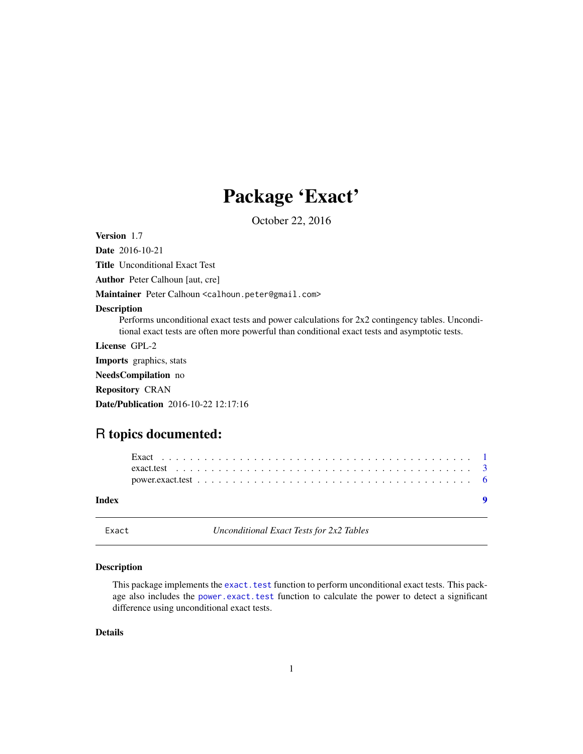# Package 'Exact'

October 22, 2016

**Version** 1.7

**Date** 2016-10-21

**Title** Unconditional Exact Test

**Author** Peter Calhoun [aut, cre]

**Maintainer** Peter Calhoun <calhoun.peter@gmail.com>

**Description**
Performs unconditional exact tests and power calculations for 2x2 contingency tables. Unconditional exact tests are often more powerful than conditional exact tests and asymptotic tests.

**License** GPL-2

**Imports** graphics, stats

**NeedsCompilation** no

**Repository** CRAN

**Date/Publication** 2016-10-22 12:17:16

## R topics documented:

- Exact . . . . . . . . . . . . . . . . . . . . . . . . . . . . . . . . . . . . . . . . . . 1
- exact.test . . . . . . . . . . . . . . . . . . . . . . . . . . . . . . . . . . . . . . . . 3
- power.exact.test . . . . . . . . . . . . . . . . . . . . . . . . . . . . . . . . . . . . . 6

**Index** 9

---

Exact *Unconditional Exact Tests for 2x2 Tables*

---

### Description

This package implements the `exact.test` function to perform unconditional exact tests. This package also includes the `power.exact.test` function to calculate the power to detect a significant difference using unconditional exact tests.

### Details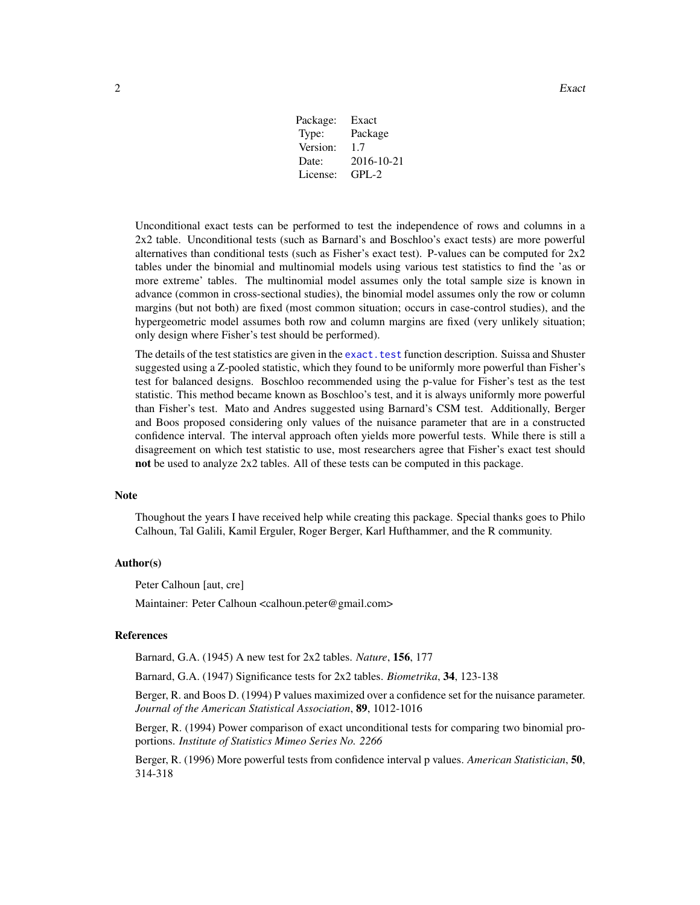| Package: | Exact |
|---|---|
| Type: | Package |
| Version: | 1.7 |
| Date: | 2016-10-21 |
| License: | GPL-2 |

Unconditional exact tests can be performed to test the independence of rows and columns in a 2x2 table. Unconditional tests (such as Barnard's and Boschloo's exact tests) are more powerful alternatives than conditional tests (such as Fisher's exact test). P-values can be computed for 2x2 tables under the binomial and multinomial models using various test statistics to find the 'as or more extreme' tables. The multinomial model assumes only the total sample size is known in advance (common in cross-sectional studies), the binomial model assumes only the row or column margins (but not both) are fixed (most common situation; occurs in case-control studies), and the hypergeometric model assumes both row and column margins are fixed (very unlikely situation; only design where Fisher's test should be performed).

The details of the test statistics are given in the `exact.test` function description. Suissa and Shuster suggested using a Z-pooled statistic, which they found to be uniformly more powerful than Fisher's test for balanced designs. Boschloo recommended using the p-value for Fisher's test as the test statistic. This method became known as Boschloo's test, and it is always uniformly more powerful than Fisher's test. Mato and Andres suggested using Barnard's CSM test. Additionally, Berger and Boos proposed considering only values of the nuisance parameter that are in a constructed confidence interval. The interval approach often yields more powerful tests. While there is still a disagreement on which test statistic to use, most researchers agree that Fisher's exact test should **not** be used to analyze 2x2 tables. All of these tests can be computed in this package.

## Note

Thoughout the years I have received help while creating this package. Special thanks goes to Philo Calhoun, Tal Galili, Kamil Erguler, Roger Berger, Karl Hufthammer, and the R community.

## Author(s)

Peter Calhoun [aut, cre]

Maintainer: Peter Calhoun <calhoun.peter@gmail.com>

## References

Barnard, G.A. (1945) A new test for 2x2 tables. *Nature*, **156**, 177

Barnard, G.A. (1947) Significance tests for 2x2 tables. *Biometrika*, **34**, 123-138

Berger, R. and Boos D. (1994) P values maximized over a confidence set for the nuisance parameter. *Journal of the American Statistical Association*, **89**, 1012-1016

Berger, R. (1994) Power comparison of exact unconditional tests for comparing two binomial proportions. *Institute of Statistics Mimeo Series No. 2266*

Berger, R. (1996) More powerful tests from confidence interval p values. *American Statistician*, **50**, 314-318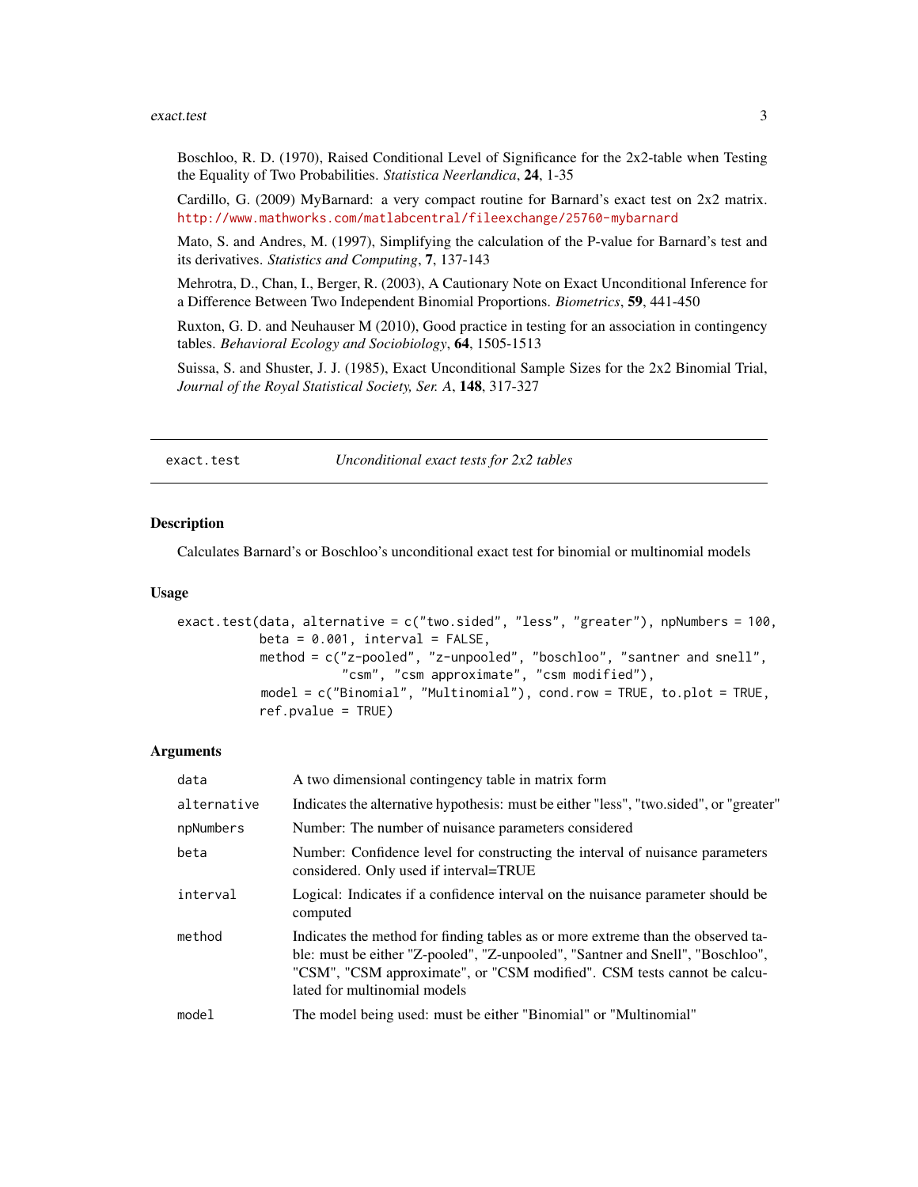Boschloo, R. D. (1970), Raised Conditional Level of Significance for the 2x2-table when Testing the Equality of Two Probabilities. *Statistica Neerlandica*, **24**, 1-35

Cardillo, G. (2009) MyBarnard: a very compact routine for Barnard's exact test on 2x2 matrix. http://www.mathworks.com/matlabcentral/fileexchange/25760-mybarnard

Mato, S. and Andres, M. (1997), Simplifying the calculation of the P-value for Barnard's test and its derivatives. *Statistics and Computing*, **7**, 137-143

Mehrotra, D., Chan, I., Berger, R. (2003), A Cautionary Note on Exact Unconditional Inference for a Difference Between Two Independent Binomial Proportions. *Biometrics*, **59**, 441-450

Ruxton, G. D. and Neuhauser M (2010), Good practice in testing for an association in contingency tables. *Behavioral Ecology and Sociobiology*, **64**, 1505-1513

Suissa, S. and Shuster, J. J. (1985), Exact Unconditional Sample Sizes for the 2x2 Binomial Trial, *Journal of the Royal Statistical Society, Ser. A*, **148**, 317-327

---

`exact.test` *Unconditional exact tests for 2x2 tables*

---

### Description

Calculates Barnard's or Boschloo's unconditional exact test for binomial or multinomial models

### Usage

```
exact.test(data, alternative = c("two.sided", "less", "greater"), npNumbers = 100,
           beta = 0.001, interval = FALSE,
           method = c("z-pooled", "z-unpooled", "boschloo", "santner and snell",
                      "csm", "csm approximate", "csm modified"),
           model = c("Binomial", "Multinomial"), cond.row = TRUE, to.plot = TRUE,
           ref.pvalue = TRUE)
```

### Arguments

| | |
|---|---|
| `data` | A two dimensional contingency table in matrix form |
| `alternative` | Indicates the alternative hypothesis: must be either "less", "two.sided", or "greater" |
| `npNumbers` | Number: The number of nuisance parameters considered |
| `beta` | Number: Confidence level for constructing the interval of nuisance parameters considered. Only used if interval=TRUE |
| `interval` | Logical: Indicates if a confidence interval on the nuisance parameter should be computed |
| `method` | Indicates the method for finding tables as or more extreme than the observed table: must be either "Z-pooled", "Z-unpooled", "Santner and Snell", "Boschloo", "CSM", "CSM approximate", or "CSM modified". CSM tests cannot be calculated for multinomial models |
| `model` | The model being used: must be either "Binomial" or "Multinomial" |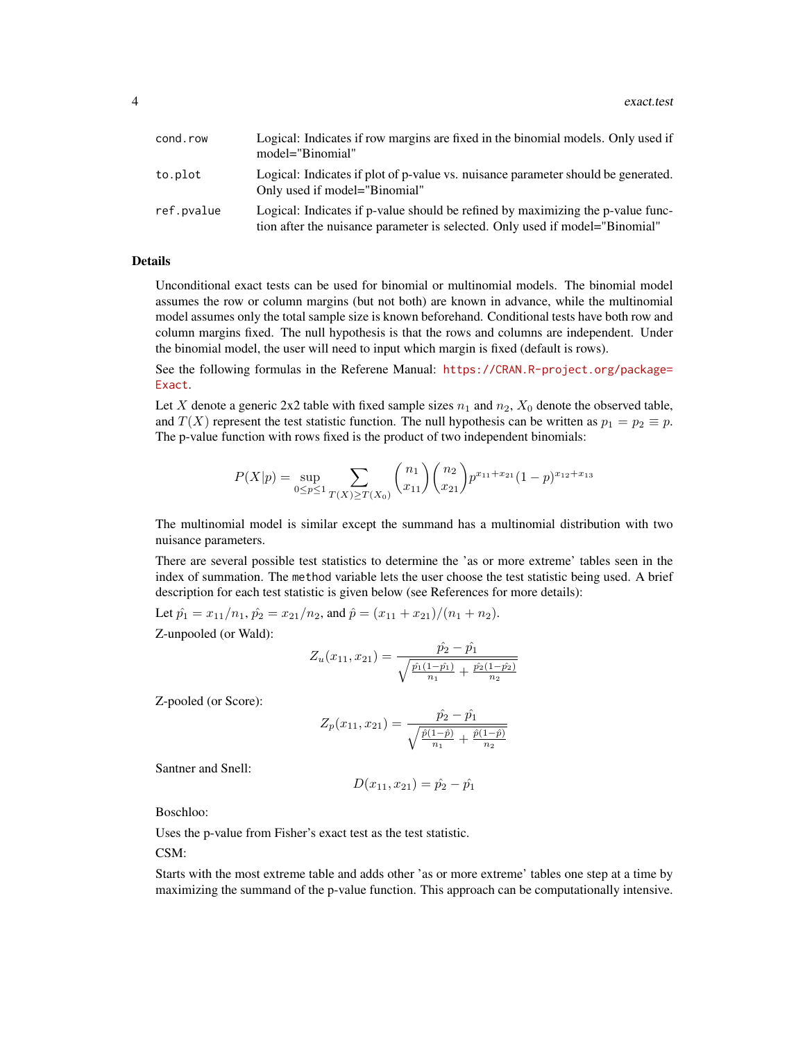| | |
|---|---|
| `cond.row` | Logical: Indicates if row margins are fixed in the binomial models. Only used if model="Binomial" |
| `to.plot` | Logical: Indicates if plot of p-value vs. nuisance parameter should be generated. Only used if model="Binomial" |
| `ref.pvalue` | Logical: Indicates if p-value should be refined by maximizing the p-value function after the nuisance parameter is selected. Only used if model="Binomial" |

## Details

Unconditional exact tests can be used for binomial or multinomial models. The binomial model assumes the row or column margins (but not both) are known in advance, while the multinomial model assumes only the total sample size is known beforehand. Conditional tests have both row and column margins fixed. The null hypothesis is that the rows and columns are independent. Under the binomial model, the user will need to input which margin is fixed (default is rows).

See the following formulas in the Referene Manual: https://CRAN.R-project.org/package=Exact.

Let $X$ denote a generic 2x2 table with fixed sample sizes $n_1$ and $n_2$, $X_0$ denote the observed table, and $T(X)$ represent the test statistic function. The null hypothesis can be written as $p_1 = p_2 \equiv p$. The p-value function with rows fixed is the product of two independent binomials:

$$P(X|p) = \sup_{0 \le p \le 1} \sum_{T(X) \ge T(X_0)} \binom{n_1}{x_{11}} \binom{n_2}{x_{21}} p^{x_{11}+x_{21}} (1-p)^{x_{12}+x_{13}}$$

The multinomial model is similar except the summand has a multinomial distribution with two nuisance parameters.

There are several possible test statistics to determine the 'as or more extreme' tables seen in the index of summation. The `method` variable lets the user choose the test statistic being used. A brief description for each test statistic is given below (see References for more details):

Let $\hat{p_1} = x_{11}/n_1$, $\hat{p_2} = x_{21}/n_2$, and $\hat{p} = (x_{11} + x_{21})/(n_1 + n_2)$.

Z-unpooled (or Wald):

$$Z_u(x_{11}, x_{21}) = \frac{\hat{p_2} - \hat{p_1}}{\sqrt{\frac{\hat{p_1}(1-\hat{p_1})}{n_1} + \frac{\hat{p_2}(1-\hat{p_2})}{n_2}}}$$

Z-pooled (or Score):

$$Z_p(x_{11}, x_{21}) = \frac{\hat{p_2} - \hat{p_1}}{\sqrt{\frac{\hat{p}(1-\hat{p})}{n_1} + \frac{\hat{p}(1-\hat{p})}{n_2}}}$$

Santner and Snell:

$$D(x_{11}, x_{21}) = \hat{p_2} - \hat{p_1}$$

Boschloo:

Uses the p-value from Fisher's exact test as the test statistic.

CSM:

Starts with the most extreme table and adds other 'as or more extreme' tables one step at a time by maximizing the summand of the p-value function. This approach can be computationally intensive.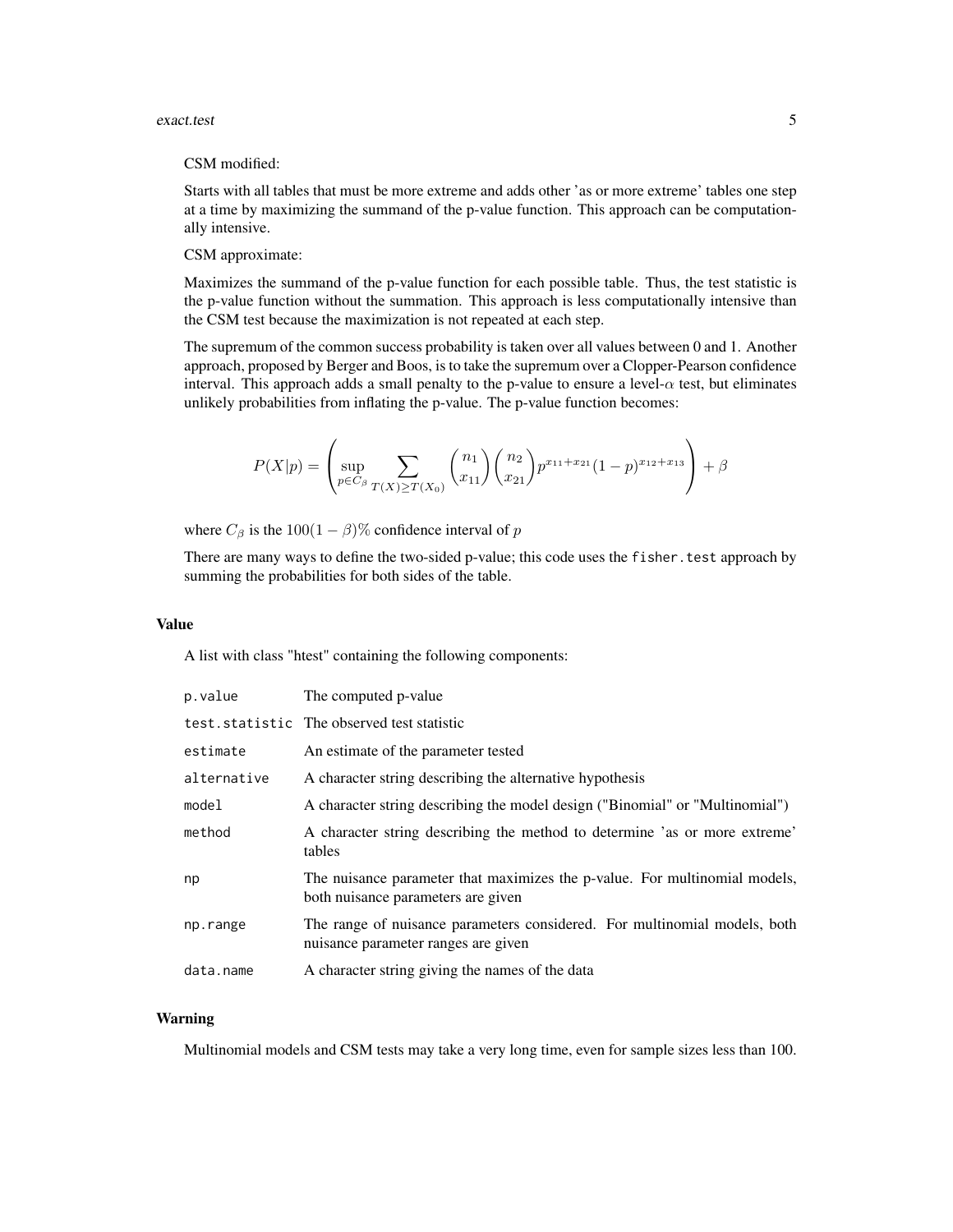CSM modified:

Starts with all tables that must be more extreme and adds other 'as or more extreme' tables one step at a time by maximizing the summand of the p-value function. This approach can be computationally intensive.

CSM approximate:

Maximizes the summand of the p-value function for each possible table. Thus, the test statistic is the p-value function without the summation. This approach is less computationally intensive than the CSM test because the maximization is not repeated at each step.

The supremum of the common success probability is taken over all values between 0 and 1. Another approach, proposed by Berger and Boos, is to take the supremum over a Clopper-Pearson confidence interval. This approach adds a small penalty to the p-value to ensure a level-$\alpha$ test, but eliminates unlikely probabilities from inflating the p-value. The p-value function becomes:

$$P(X|p) = \left( \sup_{p \in C_\beta} \sum_{T(X) \geq T(X_0)} \binom{n_1}{x_{11}} \binom{n_2}{x_{21}} p^{x_{11}+x_{21}} (1-p)^{x_{12}+x_{13}} \right) + \beta$$

where $C_\beta$ is the $100(1-\beta)\%$ confidence interval of $p$

There are many ways to define the two-sided p-value; this code uses the `fisher.test` approach by summing the probabilities for both sides of the table.

### Value

A list with class "htest" containing the following components:

| | |
|---|---|
| `p.value` | The computed p-value |
| `test.statistic` | The observed test statistic |
| `estimate` | An estimate of the parameter tested |
| `alternative` | A character string describing the alternative hypothesis |
| `model` | A character string describing the model design ("Binomial" or "Multinomial") |
| `method` | A character string describing the method to determine 'as or more extreme' tables |
| `np` | The nuisance parameter that maximizes the p-value. For multinomial models, both nuisance parameters are given |
| `np.range` | The range of nuisance parameters considered. For multinomial models, both nuisance parameter ranges are given |
| `data.name` | A character string giving the names of the data |

### Warning

Multinomial models and CSM tests may take a very long time, even for sample sizes less than 100.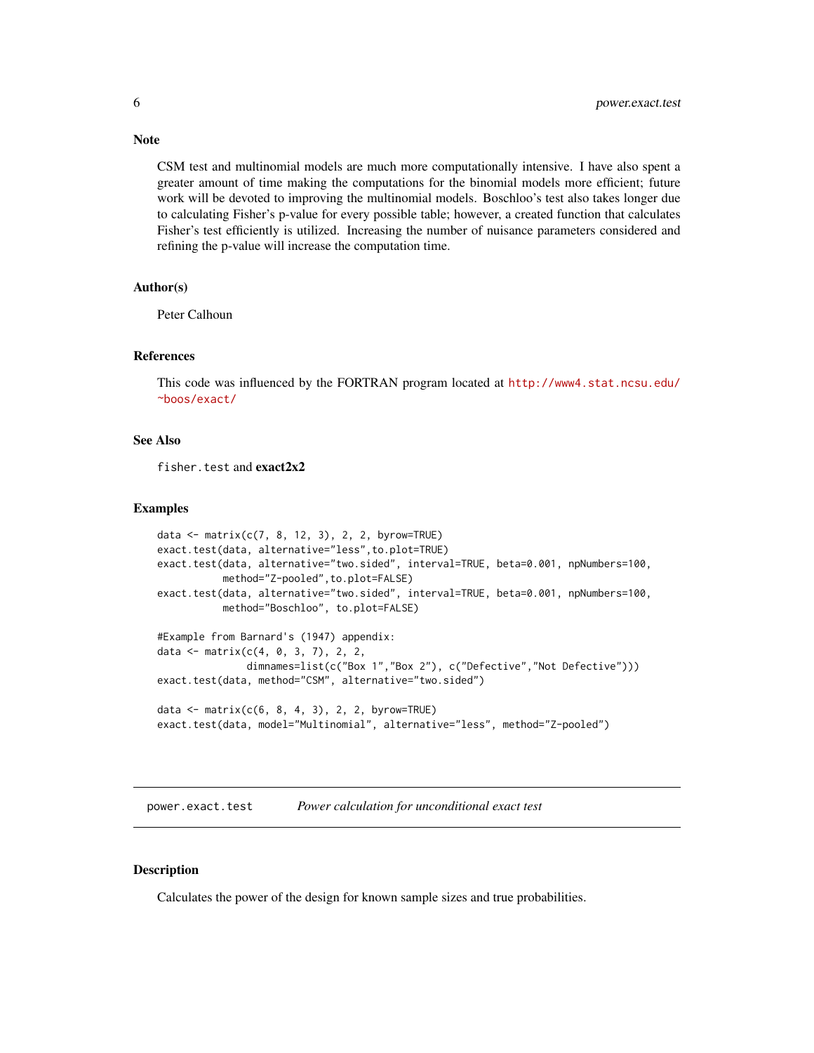## Note

CSM test and multinomial models are much more computationally intensive. I have also spent a greater amount of time making the computations for the binomial models more efficient; future work will be devoted to improving the multinomial models. Boschloo's test also takes longer due to calculating Fisher's p-value for every possible table; however, a created function that calculates Fisher's test efficiently is utilized. Increasing the number of nuisance parameters considered and refining the p-value will increase the computation time.

## Author(s)

Peter Calhoun

## References

This code was influenced by the FORTRAN program located at http://www4.stat.ncsu.edu/~boos/exact/

## See Also

`fisher.test` and **exact2x2**

## Examples

```
data <- matrix(c(7, 8, 12, 3), 2, 2, byrow=TRUE)
exact.test(data, alternative="less",to.plot=TRUE)
exact.test(data, alternative="two.sided", interval=TRUE, beta=0.001, npNumbers=100,
           method="Z-pooled",to.plot=FALSE)
exact.test(data, alternative="two.sided", interval=TRUE, beta=0.001, npNumbers=100,
           method="Boschloo", to.plot=FALSE)

#Example from Barnard's (1947) appendix:
data <- matrix(c(4, 0, 3, 7), 2, 2,
               dimnames=list(c("Box 1","Box 2"), c("Defective","Not Defective")))
exact.test(data, method="CSM", alternative="two.sided")

data <- matrix(c(6, 8, 4, 3), 2, 2, byrow=TRUE)
exact.test(data, model="Multinomial", alternative="less", method="Z-pooled")
```

---

# power.exact.test    *Power calculation for unconditional exact test*

## Description

Calculates the power of the design for known sample sizes and true probabilities.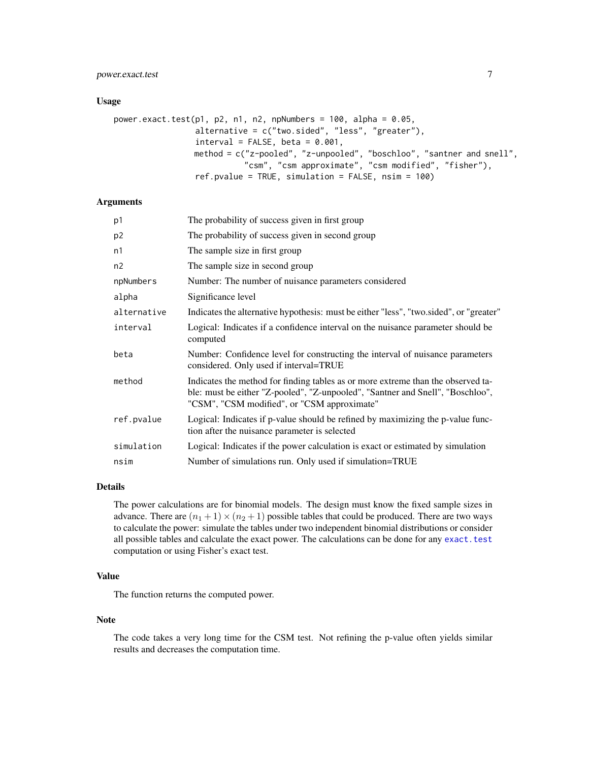## Usage

```
power.exact.test(p1, p2, n1, n2, npNumbers = 100, alpha = 0.05,
                 alternative = c("two.sided", "less", "greater"),
                 interval = FALSE, beta = 0.001,
                 method = c("z-pooled", "z-unpooled", "boschloo", "santner and snell",
                            "csm", "csm approximate", "csm modified", "fisher"),
                 ref.pvalue = TRUE, simulation = FALSE, nsim = 100)
```

## Arguments

| | |
|---|---|
| p1 | The probability of success given in first group |
| p2 | The probability of success given in second group |
| n1 | The sample size in first group |
| n2 | The sample size in second group |
| npNumbers | Number: The number of nuisance parameters considered |
| alpha | Significance level |
| alternative | Indicates the alternative hypothesis: must be either "less", "two.sided", or "greater" |
| interval | Logical: Indicates if a confidence interval on the nuisance parameter should be computed |
| beta | Number: Confidence level for constructing the interval of nuisance parameters considered. Only used if interval=TRUE |
| method | Indicates the method for finding tables as or more extreme than the observed table: must be either "Z-pooled", "Z-unpooled", "Santner and Snell", "Boschloo", "CSM", "CSM modified", or "CSM approximate" |
| ref.pvalue | Logical: Indicates if p-value should be refined by maximizing the p-value function after the nuisance parameter is selected |
| simulation | Logical: Indicates if the power calculation is exact or estimated by simulation |
| nsim | Number of simulations run. Only used if simulation=TRUE |

## Details

The power calculations are for binomial models. The design must know the fixed sample sizes in advance. There are $(n_1 + 1) \times (n_2 + 1)$ possible tables that could be produced. There are two ways to calculate the power: simulate the tables under two independent binomial distributions or consider all possible tables and calculate the exact power. The calculations can be done for any exact.test computation or using Fisher's exact test.

## Value

The function returns the computed power.

## Note

The code takes a very long time for the CSM test. Not refining the p-value often yields similar results and decreases the computation time.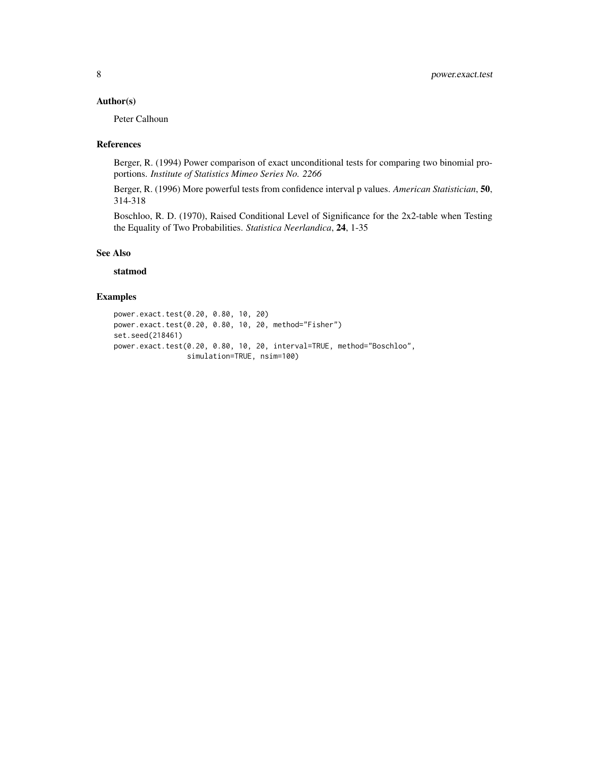## Author(s)

Peter Calhoun

## References

Berger, R. (1994) Power comparison of exact unconditional tests for comparing two binomial proportions. *Institute of Statistics Mimeo Series No. 2266*

Berger, R. (1996) More powerful tests from confidence interval p values. *American Statistician*, **50**, 314-318

Boschloo, R. D. (1970), Raised Conditional Level of Significance for the 2x2-table when Testing the Equality of Two Probabilities. *Statistica Neerlandica*, **24**, 1-35

## See Also

**statmod**

## Examples

```
power.exact.test(0.20, 0.80, 10, 20)
power.exact.test(0.20, 0.80, 10, 20, method="Fisher")
set.seed(218461)
power.exact.test(0.20, 0.80, 10, 20, interval=TRUE, method="Boschloo",
                 simulation=TRUE, nsim=100)
```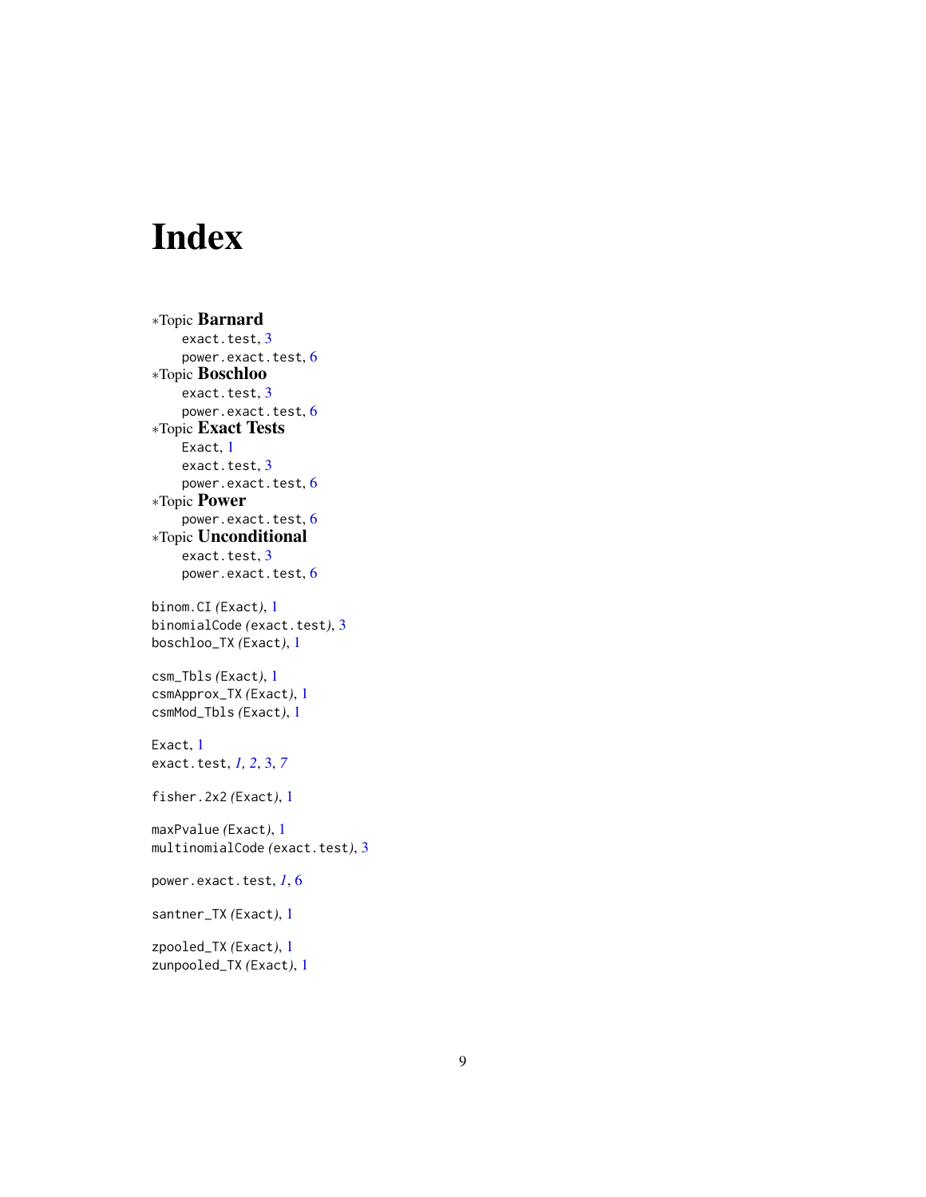# Index

*Topic **Barnard**
- exact.test, 3
- power.exact.test, 6

*Topic **Boschloo**
- exact.test, 3
- power.exact.test, 6

*Topic **Exact Tests**
- Exact, 1
- exact.test, 3
- power.exact.test, 6

*Topic **Power**
- power.exact.test, 6

*Topic **Unconditional**
- exact.test, 3
- power.exact.test, 6

binom.CI *(Exact)*, 1
binomialCode *(exact.test)*, 3
boschloo_TX *(Exact)*, 1

csm_Tbls *(Exact)*, 1
csmApprox_TX *(Exact)*, 1
csmMod_Tbls *(Exact)*, 1

Exact, 1
exact.test, *1*, *2*, 3, *7*

fisher.2x2 *(Exact)*, 1

maxPvalue *(Exact)*, 1
multinomialCode *(exact.test)*, 3

power.exact.test, *1*, 6

santner_TX *(Exact)*, 1

zpooled_TX *(Exact)*, 1
zunpooled_TX *(Exact)*, 1